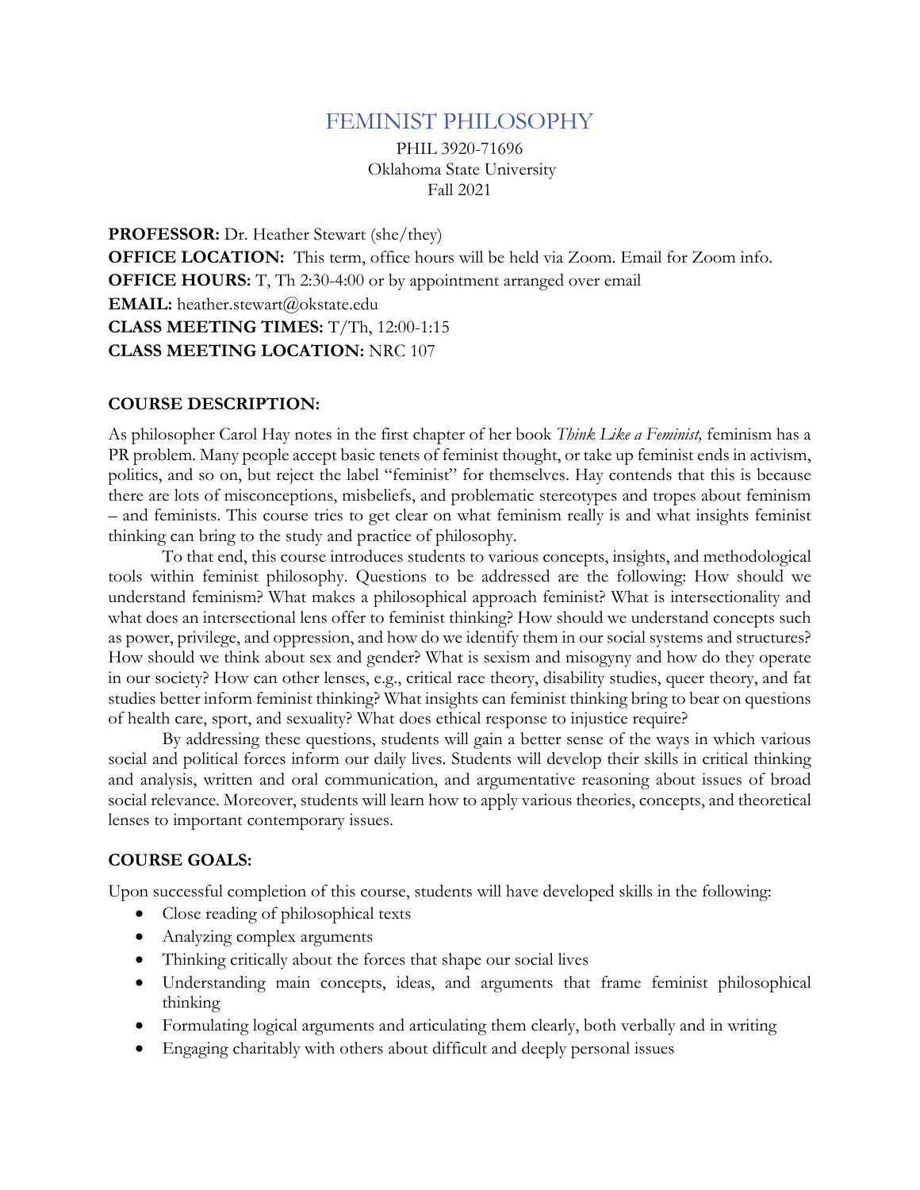# FEMINIST PHILOSOPHY

PHIL 3920-71696
Oklahoma State University
Fall 2021

**PROFESSOR:** Dr. Heather Stewart (she/they)
**OFFICE LOCATION:** This term, office hours will be held via Zoom. Email for Zoom info.
**OFFICE HOURS:** T, Th 2:30-4:00 or by appointment arranged over email
**EMAIL:** heather.stewart@okstate.edu
**CLASS MEETING TIMES:** T/Th, 12:00-1:15
**CLASS MEETING LOCATION:** NRC 107

## COURSE DESCRIPTION:

As philosopher Carol Hay notes in the first chapter of her book *Think Like a Feminist,* feminism has a PR problem. Many people accept basic tenets of feminist thought, or take up feminist ends in activism, politics, and so on, but reject the label "feminist" for themselves. Hay contends that this is because there are lots of misconceptions, misbeliefs, and problematic stereotypes and tropes about feminism – and feminists. This course tries to get clear on what feminism really is and what insights feminist thinking can bring to the study and practice of philosophy.

To that end, this course introduces students to various concepts, insights, and methodological tools within feminist philosophy. Questions to be addressed are the following: How should we understand feminism? What makes a philosophical approach feminist? What is intersectionality and what does an intersectional lens offer to feminist thinking? How should we understand concepts such as power, privilege, and oppression, and how do we identify them in our social systems and structures? How should we think about sex and gender? What is sexism and misogyny and how do they operate in our society? How can other lenses, e.g., critical race theory, disability studies, queer theory, and fat studies better inform feminist thinking? What insights can feminist thinking bring to bear on questions of health care, sport, and sexuality? What does ethical response to injustice require?

By addressing these questions, students will gain a better sense of the ways in which various social and political forces inform our daily lives. Students will develop their skills in critical thinking and analysis, written and oral communication, and argumentative reasoning about issues of broad social relevance. Moreover, students will learn how to apply various theories, concepts, and theoretical lenses to important contemporary issues.

## COURSE GOALS:

Upon successful completion of this course, students will have developed skills in the following:

- Close reading of philosophical texts
- Analyzing complex arguments
- Thinking critically about the forces that shape our social lives
- Understanding main concepts, ideas, and arguments that frame feminist philosophical thinking
- Formulating logical arguments and articulating them clearly, both verbally and in writing
- Engaging charitably with others about difficult and deeply personal issues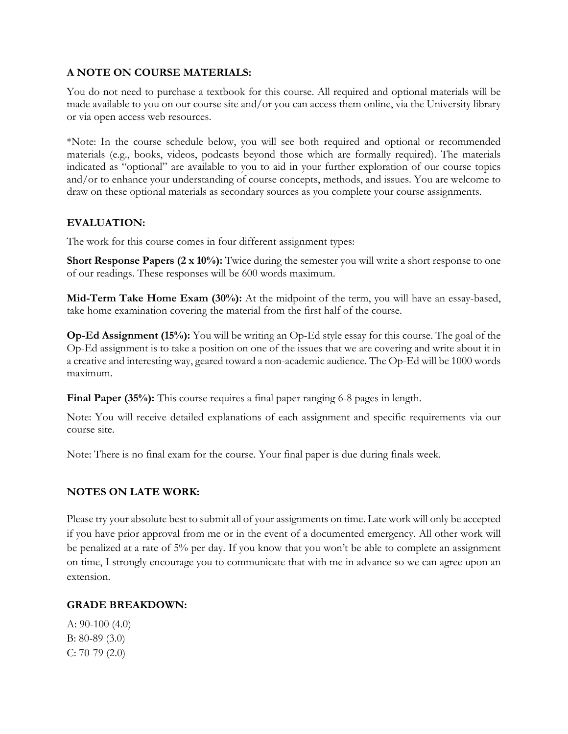### A NOTE ON COURSE MATERIALS:

You do not need to purchase a textbook for this course. All required and optional materials will be made available to you on our course site and/or you can access them online, via the University library or via open access web resources.

*Note: In the course schedule below, you will see both required and optional or recommended materials (e.g., books, videos, podcasts beyond those which are formally required). The materials indicated as "optional" are available to you to aid in your further exploration of our course topics and/or to enhance your understanding of course concepts, methods, and issues. You are welcome to draw on these optional materials as secondary sources as you complete your course assignments.

### EVALUATION:

The work for this course comes in four different assignment types:

**Short Response Papers (2 x 10%):** Twice during the semester you will write a short response to one of our readings. These responses will be 600 words maximum.

**Mid-Term Take Home Exam (30%):** At the midpoint of the term, you will have an essay-based, take home examination covering the material from the first half of the course.

**Op-Ed Assignment (15%):** You will be writing an Op-Ed style essay for this course. The goal of the Op-Ed assignment is to take a position on one of the issues that we are covering and write about it in a creative and interesting way, geared toward a non-academic audience. The Op-Ed will be 1000 words maximum.

**Final Paper (35%):** This course requires a final paper ranging 6-8 pages in length.

Note: You will receive detailed explanations of each assignment and specific requirements via our course site.

Note: There is no final exam for the course. Your final paper is due during finals week.

### NOTES ON LATE WORK:

Please try your absolute best to submit all of your assignments on time. Late work will only be accepted if you have prior approval from me or in the event of a documented emergency. All other work will be penalized at a rate of 5% per day. If you know that you won't be able to complete an assignment on time, I strongly encourage you to communicate that with me in advance so we can agree upon an extension.

### GRADE BREAKDOWN:

A: 90-100 (4.0)
B: 80-89 (3.0)
C: 70-79 (2.0)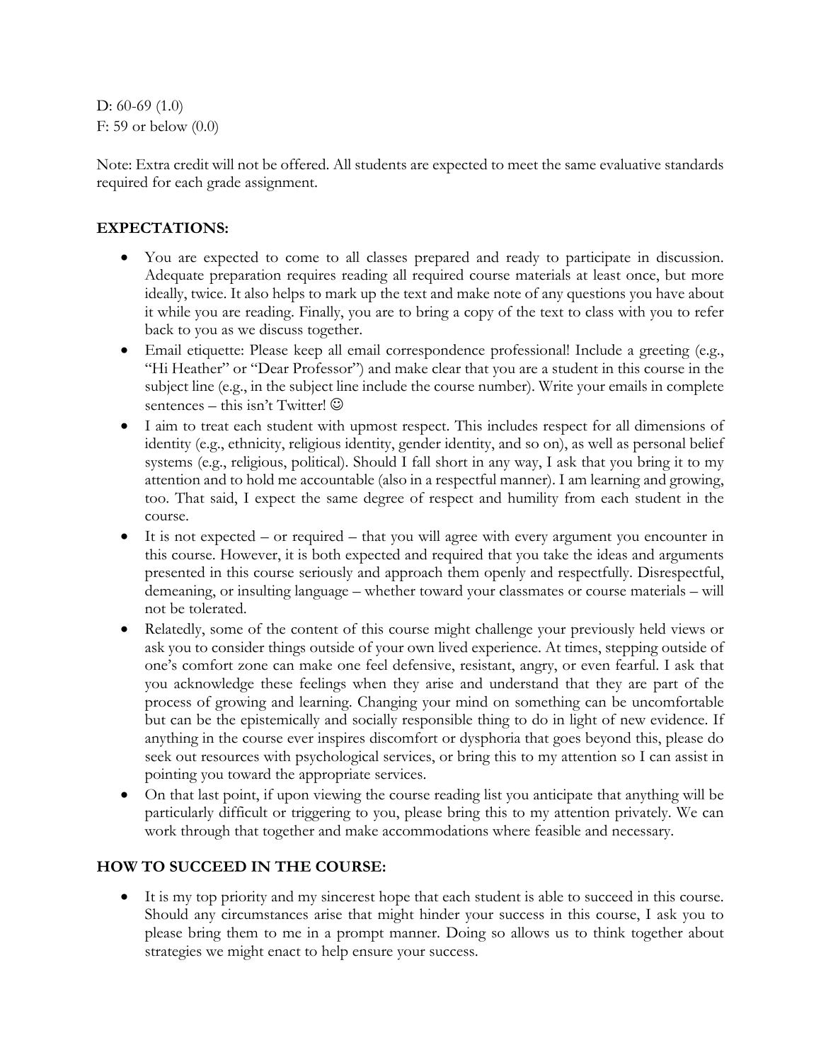D: 60-69 (1.0)
F: 59 or below (0.0)

Note: Extra credit will not be offered. All students are expected to meet the same evaluative standards required for each grade assignment.

## EXPECTATIONS:

- You are expected to come to all classes prepared and ready to participate in discussion. Adequate preparation requires reading all required course materials at least once, but more ideally, twice. It also helps to mark up the text and make note of any questions you have about it while you are reading. Finally, you are to bring a copy of the text to class with you to refer back to you as we discuss together.
- Email etiquette: Please keep all email correspondence professional! Include a greeting (e.g., "Hi Heather" or "Dear Professor") and make clear that you are a student in this course in the subject line (e.g., in the subject line include the course number). Write your emails in complete sentences – this isn't Twitter! ☺
- I aim to treat each student with upmost respect. This includes respect for all dimensions of identity (e.g., ethnicity, religious identity, gender identity, and so on), as well as personal belief systems (e.g., religious, political). Should I fall short in any way, I ask that you bring it to my attention and to hold me accountable (also in a respectful manner). I am learning and growing, too. That said, I expect the same degree of respect and humility from each student in the course.
- It is not expected – or required – that you will agree with every argument you encounter in this course. However, it is both expected and required that you take the ideas and arguments presented in this course seriously and approach them openly and respectfully. Disrespectful, demeaning, or insulting language – whether toward your classmates or course materials – will not be tolerated.
- Relatedly, some of the content of this course might challenge your previously held views or ask you to consider things outside of your own lived experience. At times, stepping outside of one's comfort zone can make one feel defensive, resistant, angry, or even fearful. I ask that you acknowledge these feelings when they arise and understand that they are part of the process of growing and learning. Changing your mind on something can be uncomfortable but can be the epistemically and socially responsible thing to do in light of new evidence. If anything in the course ever inspires discomfort or dysphoria that goes beyond this, please do seek out resources with psychological services, or bring this to my attention so I can assist in pointing you toward the appropriate services.
- On that last point, if upon viewing the course reading list you anticipate that anything will be particularly difficult or triggering to you, please bring this to my attention privately. We can work through that together and make accommodations where feasible and necessary.

## HOW TO SUCCEED IN THE COURSE:

- It is my top priority and my sincerest hope that each student is able to succeed in this course. Should any circumstances arise that might hinder your success in this course, I ask you to please bring them to me in a prompt manner. Doing so allows us to think together about strategies we might enact to help ensure your success.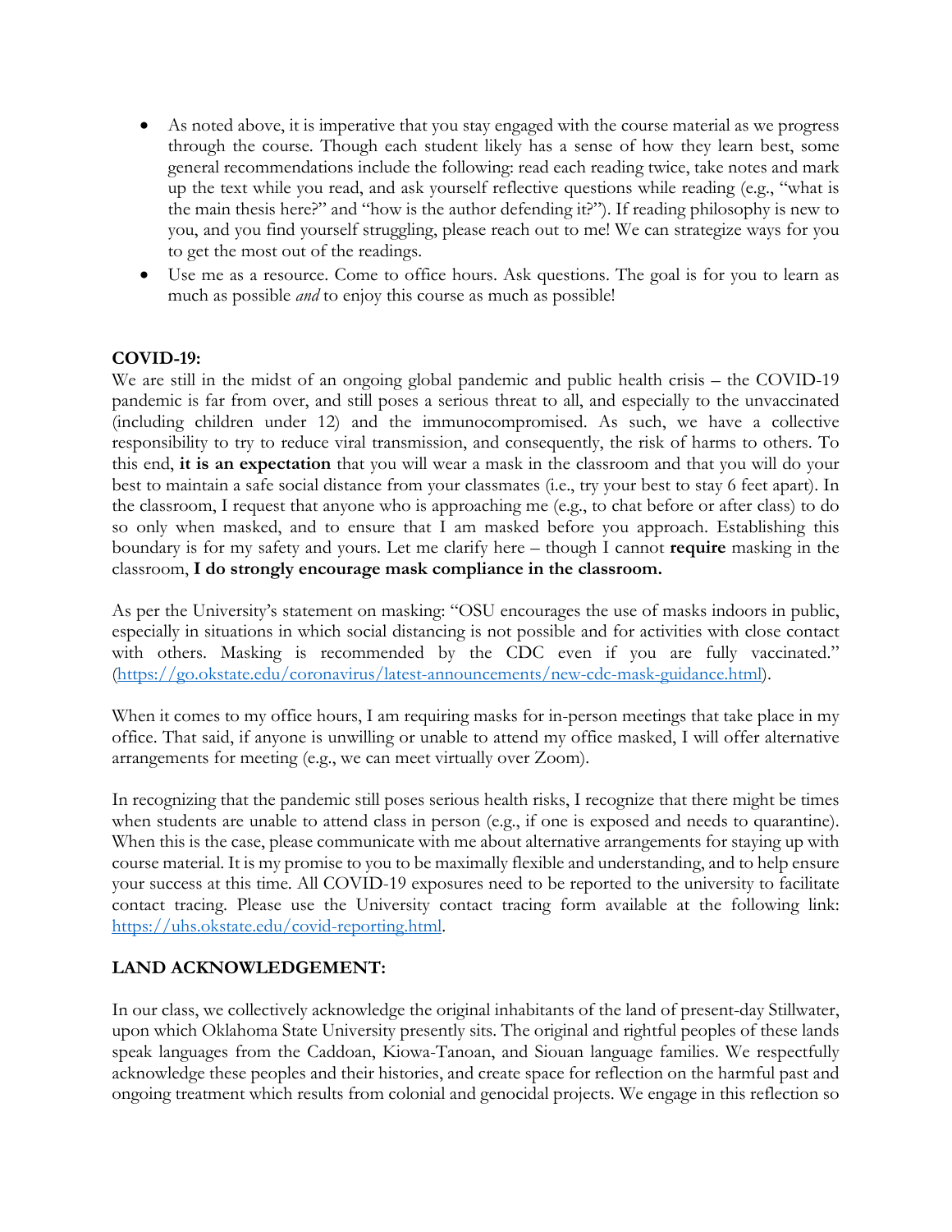- As noted above, it is imperative that you stay engaged with the course material as we progress through the course. Though each student likely has a sense of how they learn best, some general recommendations include the following: read each reading twice, take notes and mark up the text while you read, and ask yourself reflective questions while reading (e.g., "what is the main thesis here?" and "how is the author defending it?"). If reading philosophy is new to you, and you find yourself struggling, please reach out to me! We can strategize ways for you to get the most out of the readings.
- Use me as a resource. Come to office hours. Ask questions. The goal is for you to learn as much as possible *and* to enjoy this course as much as possible!

**COVID-19:**

We are still in the midst of an ongoing global pandemic and public health crisis – the COVID-19 pandemic is far from over, and still poses a serious threat to all, and especially to the unvaccinated (including children under 12) and the immunocompromised. As such, we have a collective responsibility to try to reduce viral transmission, and consequently, the risk of harms to others. To this end, **it is an expectation** that you will wear a mask in the classroom and that you will do your best to maintain a safe social distance from your classmates (i.e., try your best to stay 6 feet apart). In the classroom, I request that anyone who is approaching me (e.g., to chat before or after class) to do so only when masked, and to ensure that I am masked before you approach. Establishing this boundary is for my safety and yours. Let me clarify here – though I cannot **require** masking in the classroom, **I do strongly encourage mask compliance in the classroom.**

As per the University's statement on masking: "OSU encourages the use of masks indoors in public, especially in situations in which social distancing is not possible and for activities with close contact with others. Masking is recommended by the CDC even if you are fully vaccinated." (https://go.okstate.edu/coronavirus/latest-announcements/new-cdc-mask-guidance.html).

When it comes to my office hours, I am requiring masks for in-person meetings that take place in my office. That said, if anyone is unwilling or unable to attend my office masked, I will offer alternative arrangements for meeting (e.g., we can meet virtually over Zoom).

In recognizing that the pandemic still poses serious health risks, I recognize that there might be times when students are unable to attend class in person (e.g., if one is exposed and needs to quarantine). When this is the case, please communicate with me about alternative arrangements for staying up with course material. It is my promise to you to be maximally flexible and understanding, and to help ensure your success at this time. All COVID-19 exposures need to be reported to the university to facilitate contact tracing. Please use the University contact tracing form available at the following link: https://uhs.okstate.edu/covid-reporting.html.

**LAND ACKNOWLEDGEMENT:**

In our class, we collectively acknowledge the original inhabitants of the land of present-day Stillwater, upon which Oklahoma State University presently sits. The original and rightful peoples of these lands speak languages from the Caddoan, Kiowa-Tanoan, and Siouan language families. We respectfully acknowledge these peoples and their histories, and create space for reflection on the harmful past and ongoing treatment which results from colonial and genocidal projects. We engage in this reflection so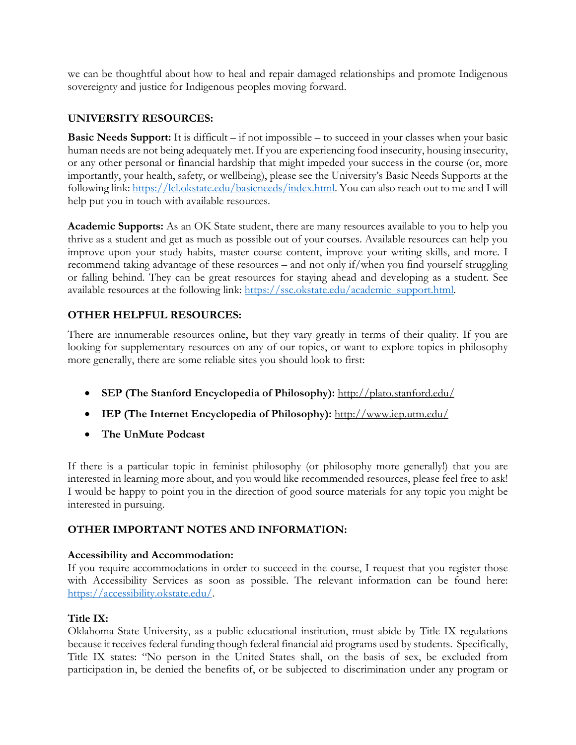we can be thoughtful about how to heal and repair damaged relationships and promote Indigenous sovereignty and justice for Indigenous peoples moving forward.

## UNIVERSITY RESOURCES:

**Basic Needs Support:** It is difficult – if not impossible – to succeed in your classes when your basic human needs are not being adequately met. If you are experiencing food insecurity, housing insecurity, or any other personal or financial hardship that might impeded your success in the course (or, more importantly, your health, safety, or wellbeing), please see the University's Basic Needs Supports at the following link: https://lcl.okstate.edu/basicneeds/index.html. You can also reach out to me and I will help put you in touch with available resources.

**Academic Supports:** As an OK State student, there are many resources available to you to help you thrive as a student and get as much as possible out of your courses. Available resources can help you improve upon your study habits, master course content, improve your writing skills, and more. I recommend taking advantage of these resources – and not only if/when you find yourself struggling or falling behind. They can be great resources for staying ahead and developing as a student. See available resources at the following link: https://ssc.okstate.edu/academic_support.html.

## OTHER HELPFUL RESOURCES:

There are innumerable resources online, but they vary greatly in terms of their quality. If you are looking for supplementary resources on any of our topics, or want to explore topics in philosophy more generally, there are some reliable sites you should look to first:

- **SEP (The Stanford Encyclopedia of Philosophy):** http://plato.stanford.edu/
- **IEP (The Internet Encyclopedia of Philosophy):** http://www.iep.utm.edu/
- **The UnMute Podcast**

If there is a particular topic in feminist philosophy (or philosophy more generally!) that you are interested in learning more about, and you would like recommended resources, please feel free to ask! I would be happy to point you in the direction of good source materials for any topic you might be interested in pursuing.

## OTHER IMPORTANT NOTES AND INFORMATION:

**Accessibility and Accommodation:**
If you require accommodations in order to succeed in the course, I request that you register those with Accessibility Services as soon as possible. The relevant information can be found here: https://accessibility.okstate.edu/.

**Title IX:**
Oklahoma State University, as a public educational institution, must abide by Title IX regulations because it receives federal funding though federal financial aid programs used by students. Specifically, Title IX states: "No person in the United States shall, on the basis of sex, be excluded from participation in, be denied the benefits of, or be subjected to discrimination under any program or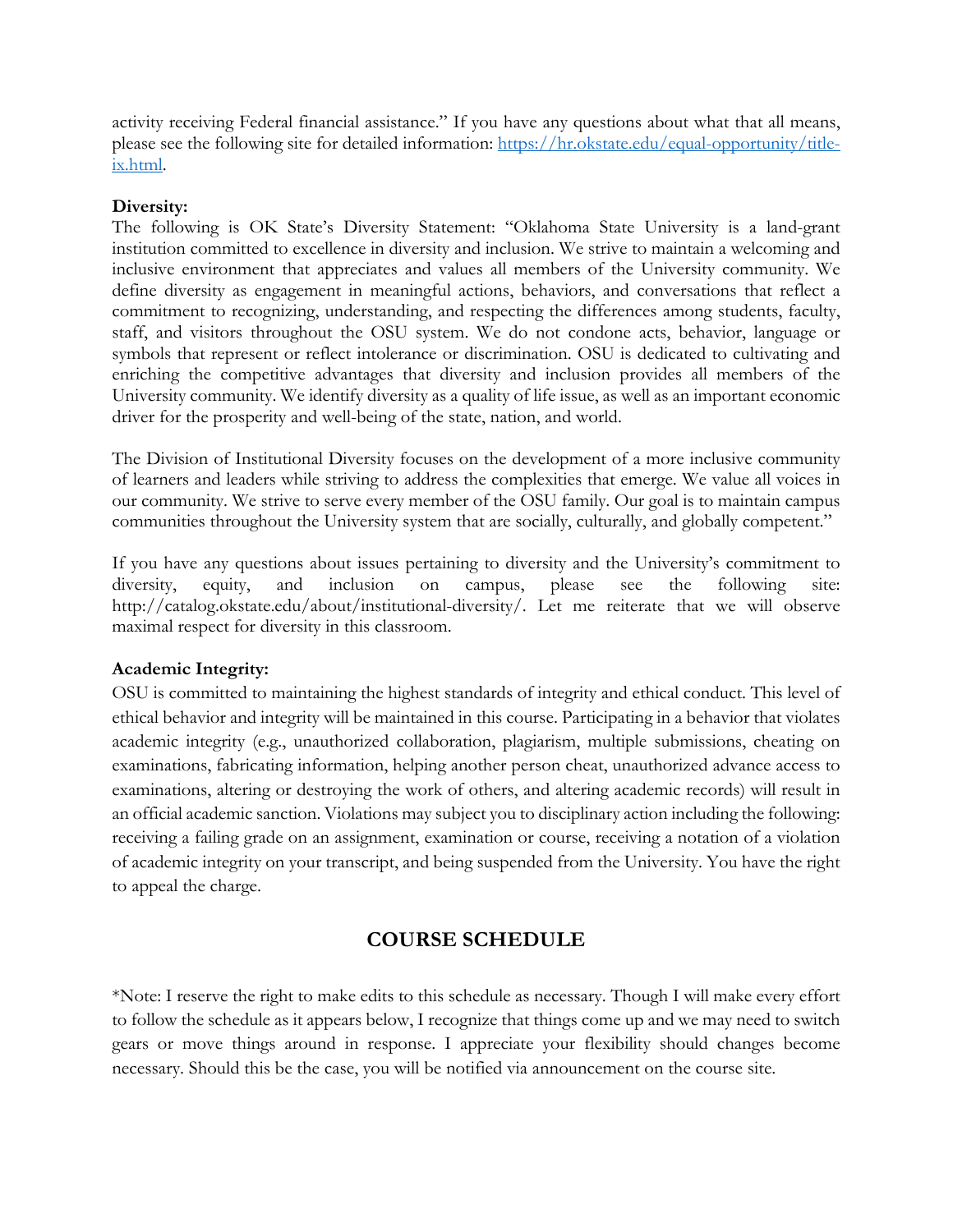activity receiving Federal financial assistance." If you have any questions about what that all means, please see the following site for detailed information: [https://hr.okstate.edu/equal-opportunity/title-ix.html](https://hr.okstate.edu/equal-opportunity/title-ix.html).

**Diversity:**
The following is OK State's Diversity Statement: "Oklahoma State University is a land-grant institution committed to excellence in diversity and inclusion. We strive to maintain a welcoming and inclusive environment that appreciates and values all members of the University community. We define diversity as engagement in meaningful actions, behaviors, and conversations that reflect a commitment to recognizing, understanding, and respecting the differences among students, faculty, staff, and visitors throughout the OSU system. We do not condone acts, behavior, language or symbols that represent or reflect intolerance or discrimination. OSU is dedicated to cultivating and enriching the competitive advantages that diversity and inclusion provides all members of the University community. We identify diversity as a quality of life issue, as well as an important economic driver for the prosperity and well-being of the state, nation, and world.

The Division of Institutional Diversity focuses on the development of a more inclusive community of learners and leaders while striving to address the complexities that emerge. We value all voices in our community. We strive to serve every member of the OSU family. Our goal is to maintain campus communities throughout the University system that are socially, culturally, and globally competent."

If you have any questions about issues pertaining to diversity and the University's commitment to diversity, equity, and inclusion on campus, please see the following site: http://catalog.okstate.edu/about/institutional-diversity/. Let me reiterate that we will observe maximal respect for diversity in this classroom.

**Academic Integrity:**
OSU is committed to maintaining the highest standards of integrity and ethical conduct. This level of ethical behavior and integrity will be maintained in this course. Participating in a behavior that violates academic integrity (e.g., unauthorized collaboration, plagiarism, multiple submissions, cheating on examinations, fabricating information, helping another person cheat, unauthorized advance access to examinations, altering or destroying the work of others, and altering academic records) will result in an official academic sanction. Violations may subject you to disciplinary action including the following: receiving a failing grade on an assignment, examination or course, receiving a notation of a violation of academic integrity on your transcript, and being suspended from the University. You have the right to appeal the charge.

## COURSE SCHEDULE

*Note: I reserve the right to make edits to this schedule as necessary. Though I will make every effort to follow the schedule as it appears below, I recognize that things come up and we may need to switch gears or move things around in response. I appreciate your flexibility should changes become necessary. Should this be the case, you will be notified via announcement on the course site.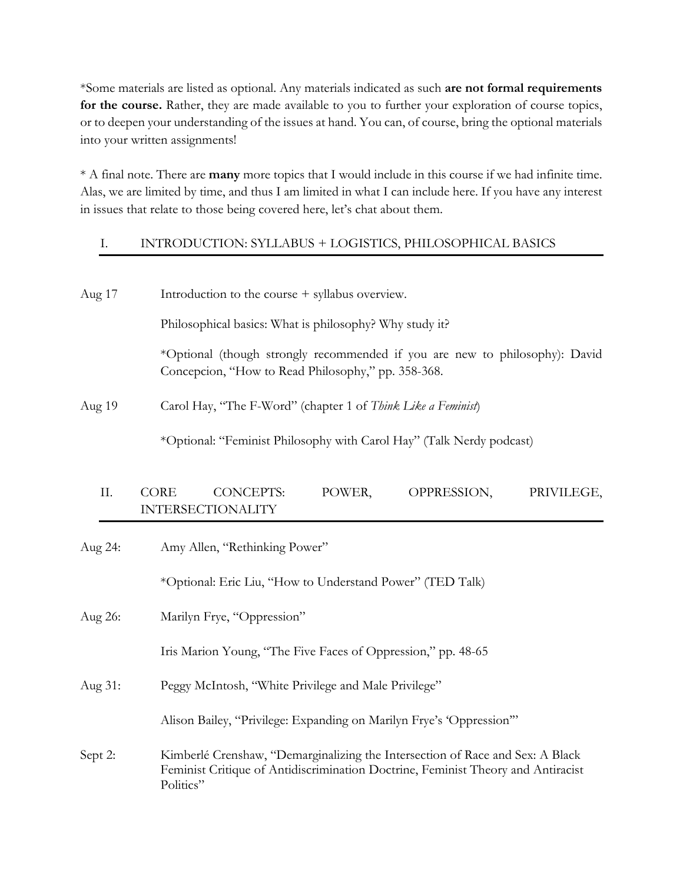*Some materials are listed as optional. Any materials indicated as such **are not formal requirements for the course.** Rather, they are made available to you to further your exploration of course topics, or to deepen your understanding of the issues at hand. You can, of course, bring the optional materials into your written assignments!

* A final note. There are **many** more topics that I would include in this course if we had infinite time. Alas, we are limited by time, and thus I am limited in what I can include here. If you have any interest in issues that relate to those being covered here, let's chat about them.

## I. INTRODUCTION: SYLLABUS + LOGISTICS, PHILOSOPHICAL BASICS

Aug 17 — Introduction to the course + syllabus overview.

Philosophical basics: What is philosophy? Why study it?

*Optional (though strongly recommended if you are new to philosophy): David Concepcion, "How to Read Philosophy," pp. 358-368.

Aug 19 — Carol Hay, "The F-Word" (chapter 1 of *Think Like a Feminist*)

*Optional: "Feminist Philosophy with Carol Hay" (Talk Nerdy podcast)

## II. CORE CONCEPTS: POWER, OPPRESSION, PRIVILEGE, INTERSECTIONALITY

Aug 24: Amy Allen, "Rethinking Power"

*Optional: Eric Liu, "How to Understand Power" (TED Talk)

Aug 26: Marilyn Frye, "Oppression"

Iris Marion Young, "The Five Faces of Oppression," pp. 48-65

Aug 31: Peggy McIntosh, "White Privilege and Male Privilege"

Alison Bailey, "Privilege: Expanding on Marilyn Frye's 'Oppression'"

Sept 2: Kimberlé Crenshaw, "Demarginalizing the Intersection of Race and Sex: A Black Feminist Critique of Antidiscrimination Doctrine, Feminist Theory and Antiracist Politics"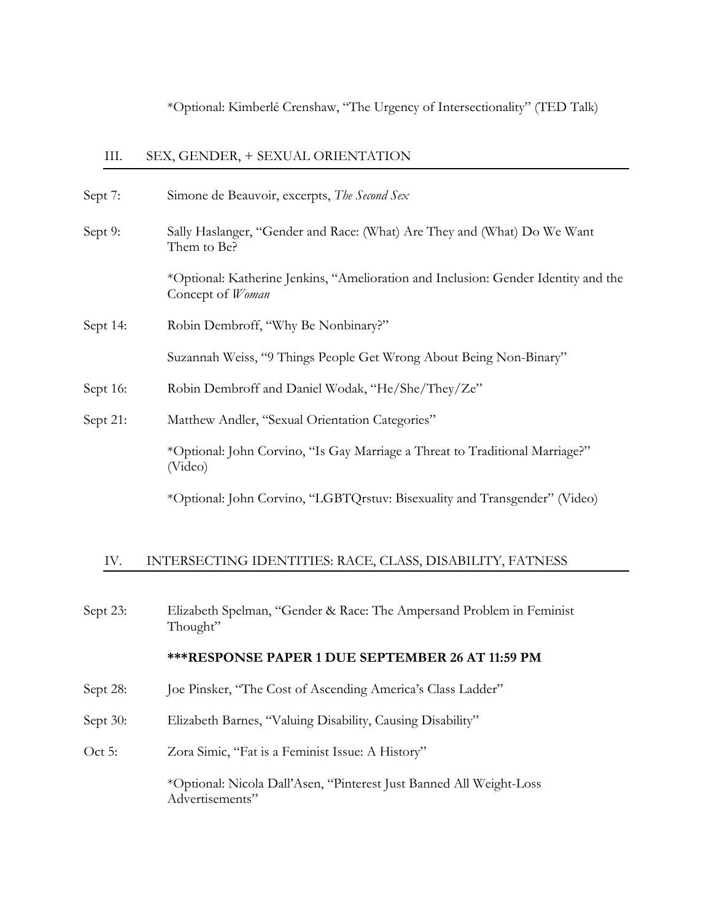*Optional: Kimberlé Crenshaw, "The Urgency of Intersectionality" (TED Talk)

## III. SEX, GENDER, + SEXUAL ORIENTATION

Sept 7: Simone de Beauvoir, excerpts, *The Second Sex*

Sept 9: Sally Haslanger, "Gender and Race: (What) Are They and (What) Do We Want Them to Be?

*Optional: Katherine Jenkins, "Amelioration and Inclusion: Gender Identity and the Concept of *Woman*

Sept 14: Robin Dembroff, "Why Be Nonbinary?"

Suzannah Weiss, "9 Things People Get Wrong About Being Non-Binary"

Sept 16: Robin Dembroff and Daniel Wodak, "He/She/They/Ze"

Sept 21: Matthew Andler, "Sexual Orientation Categories"

*Optional: John Corvino, "Is Gay Marriage a Threat to Traditional Marriage?" (Video)

*Optional: John Corvino, "LGBTQrstuv: Bisexuality and Transgender" (Video)

## IV. INTERSECTING IDENTITIES: RACE, CLASS, DISABILITY, FATNESS

Sept 23: Elizabeth Spelman, "Gender & Race: The Ampersand Problem in Feminist Thought"

**\*\*\*RESPONSE PAPER 1 DUE SEPTEMBER 26 AT 11:59 PM**

Sept 28: Joe Pinsker, "The Cost of Ascending America's Class Ladder"

Sept 30: Elizabeth Barnes, "Valuing Disability, Causing Disability"

Oct 5: Zora Simic, "Fat is a Feminist Issue: A History"

*Optional: Nicola Dall'Asen, "Pinterest Just Banned All Weight-Loss Advertisements"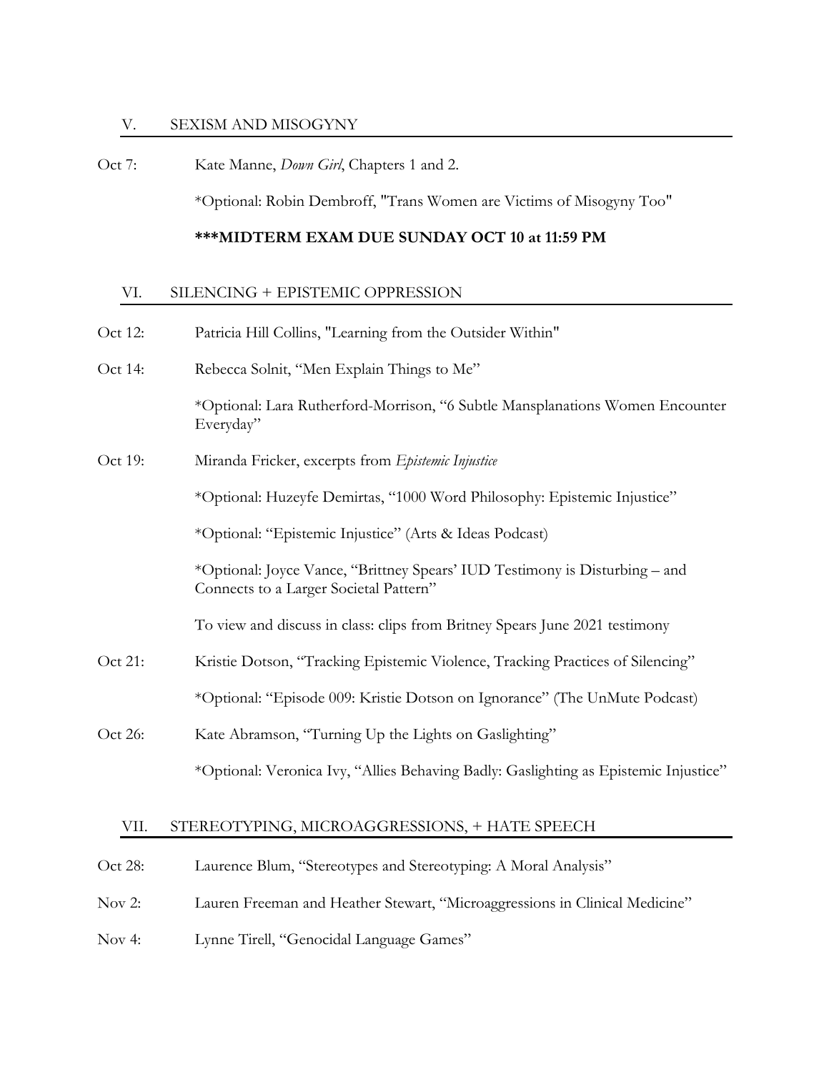## V. SEXISM AND MISOGYNY

Oct 7: Kate Manne, *Down Girl*, Chapters 1 and 2.

*Optional: Robin Dembroff, "Trans Women are Victims of Misogyny Too"

**\*\*\*MIDTERM EXAM DUE SUNDAY OCT 10 at 11:59 PM**

## VI. SILENCING + EPISTEMIC OPPRESSION

Oct 12: Patricia Hill Collins, "Learning from the Outsider Within"

Oct 14: Rebecca Solnit, "Men Explain Things to Me"

*Optional: Lara Rutherford-Morrison, "6 Subtle Mansplanations Women Encounter Everyday"

Oct 19: Miranda Fricker, excerpts from *Epistemic Injustice*

*Optional: Huzeyfe Demirtas, "1000 Word Philosophy: Epistemic Injustice"

*Optional: "Epistemic Injustice" (Arts & Ideas Podcast)

*Optional: Joyce Vance, "Brittney Spears' IUD Testimony is Disturbing – and Connects to a Larger Societal Pattern"

To view and discuss in class: clips from Britney Spears June 2021 testimony

Oct 21: Kristie Dotson, "Tracking Epistemic Violence, Tracking Practices of Silencing"

*Optional: "Episode 009: Kristie Dotson on Ignorance" (The UnMute Podcast)

Oct 26: Kate Abramson, "Turning Up the Lights on Gaslighting"

*Optional: Veronica Ivy, "Allies Behaving Badly: Gaslighting as Epistemic Injustice"

## VII. STEREOTYPING, MICROAGGRESSIONS, + HATE SPEECH

Oct 28: Laurence Blum, "Stereotypes and Stereotyping: A Moral Analysis"

Nov 2: Lauren Freeman and Heather Stewart, "Microaggressions in Clinical Medicine"

Nov 4: Lynne Tirell, "Genocidal Language Games"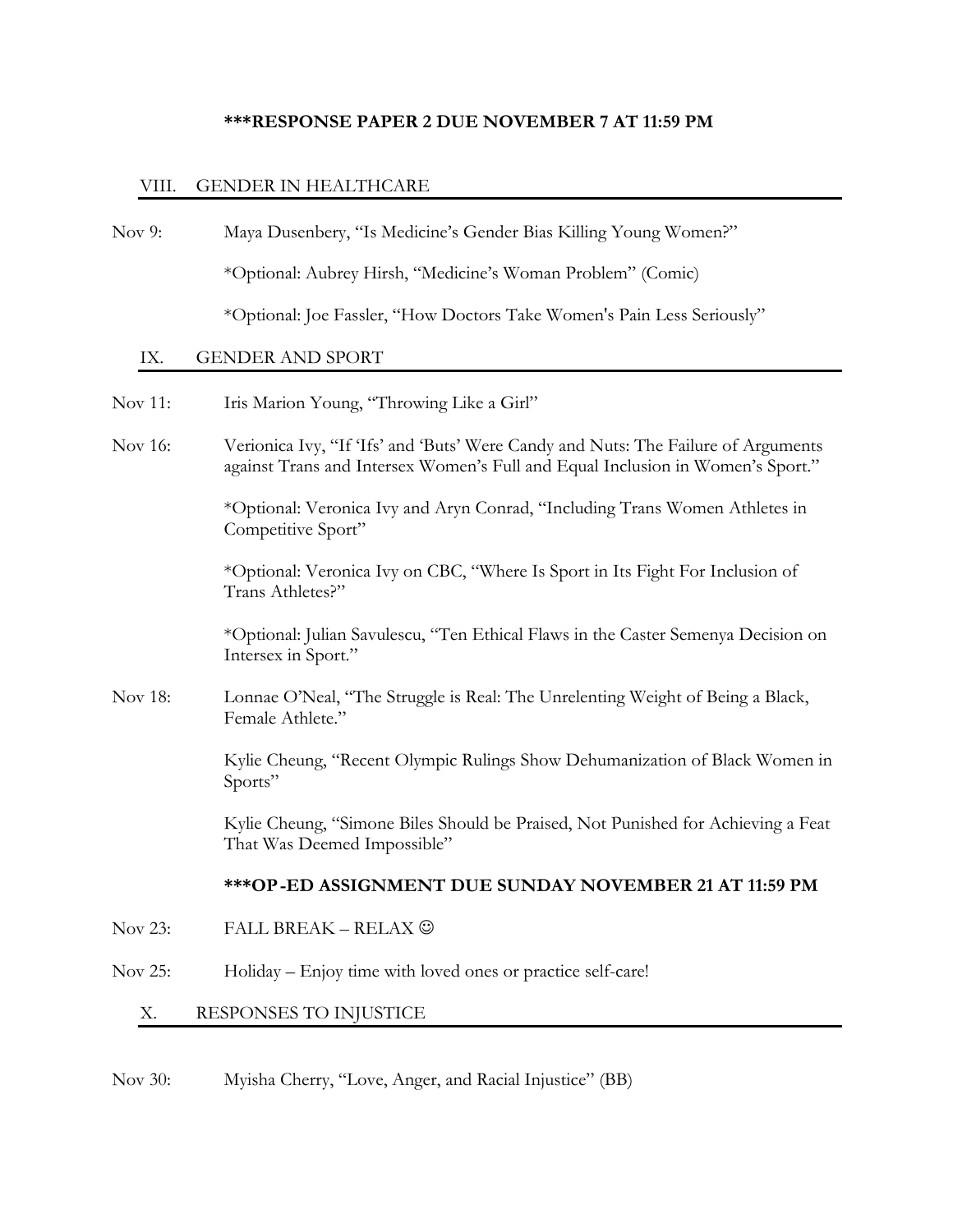**\*\*\*RESPONSE PAPER 2 DUE NOVEMBER 7 AT 11:59 PM**

## VIII. GENDER IN HEALTHCARE

Nov 9: Maya Dusenbery, "Is Medicine's Gender Bias Killing Young Women?"

*Optional: Aubrey Hirsh, "Medicine's Woman Problem" (Comic)

*Optional: Joe Fassler, "How Doctors Take Women's Pain Less Seriously"

## IX. GENDER AND SPORT

Nov 11: Iris Marion Young, "Throwing Like a Girl"

Nov 16: Verionica Ivy, "If 'Ifs' and 'Buts' Were Candy and Nuts: The Failure of Arguments against Trans and Intersex Women's Full and Equal Inclusion in Women's Sport."

*Optional: Veronica Ivy and Aryn Conrad, "Including Trans Women Athletes in Competitive Sport"

*Optional: Veronica Ivy on CBC, "Where Is Sport in Its Fight For Inclusion of Trans Athletes?"

*Optional: Julian Savulescu, "Ten Ethical Flaws in the Caster Semenya Decision on Intersex in Sport."

Nov 18: Lonnae O'Neal, "The Struggle is Real: The Unrelenting Weight of Being a Black, Female Athlete."

Kylie Cheung, "Recent Olympic Rulings Show Dehumanization of Black Women in Sports"

Kylie Cheung, "Simone Biles Should be Praised, Not Punished for Achieving a Feat That Was Deemed Impossible"

**\*\*\*OP-ED ASSIGNMENT DUE SUNDAY NOVEMBER 21 AT 11:59 PM**

Nov 23: FALL BREAK – RELAX ☺

Nov 25: Holiday – Enjoy time with loved ones or practice self-care!

## X. RESPONSES TO INJUSTICE

Nov 30: Myisha Cherry, "Love, Anger, and Racial Injustice" (BB)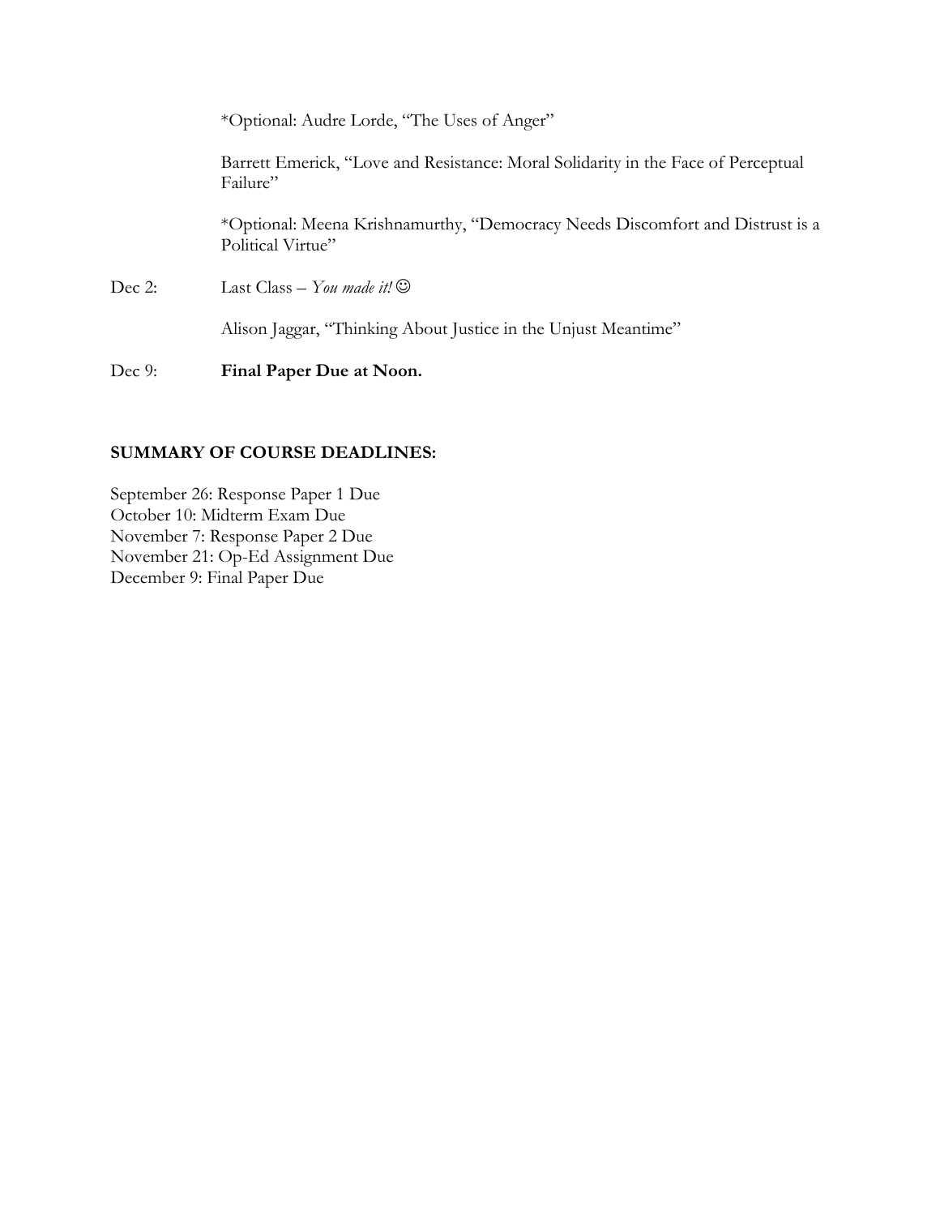*Optional: Audre Lorde, "The Uses of Anger"

Barrett Emerick, "Love and Resistance: Moral Solidarity in the Face of Perceptual Failure"

*Optional: Meena Krishnamurthy, "Democracy Needs Discomfort and Distrust is a Political Virtue"

Dec 2: Last Class – *You made it!* ☺

Alison Jaggar, "Thinking About Justice in the Unjust Meantime"

Dec 9: **Final Paper Due at Noon.**

**SUMMARY OF COURSE DEADLINES:**

September 26: Response Paper 1 Due
October 10: Midterm Exam Due
November 7: Response Paper 2 Due
November 21: Op-Ed Assignment Due
December 9: Final Paper Due